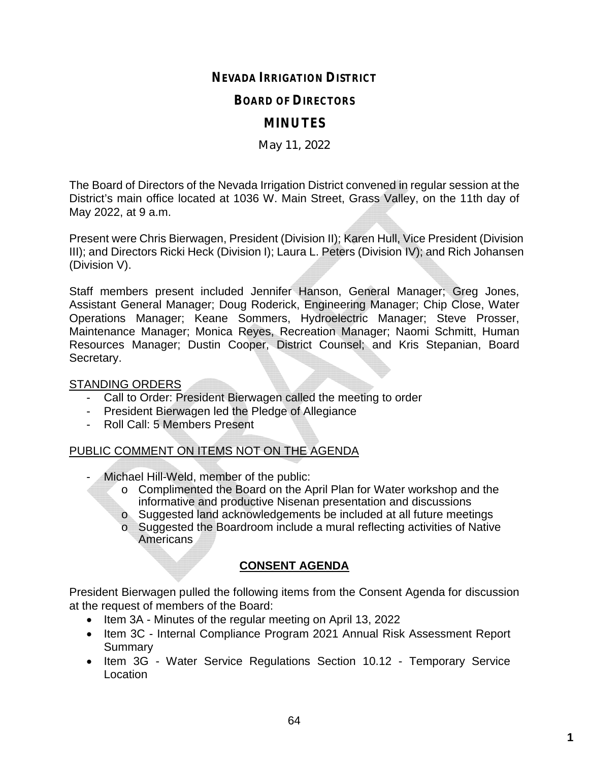# NEVADA IRRIGATION DISTRICT

## BOARD OF DIRECTORS

## MINUTES

May 11, 2022

The Board of Directors of the Nevada Irrigation District convened in regular session at the District's main office located at 1036 W. Main Street, Grass Valley, on the 11th day of May 2022, at 9 a.m.

Present were Chris Bierwagen, President (Division II); Karen Hull, Vice President (Division III); and Directors Ricki Heck (Division I); Laura L. Peters (Division IV); and Rich Johansen (Division V).

Staff members present included Jennifer Hanson, General Manager; Greg Jones, Assistant General Manager; Doug Roderick, Engineering Manager; Chip Close, Water Operations Manager; Keane Sommers, Hydroelectric Manager; Steve Prosser, Maintenance Manager; Monica Reyes, Recreation Manager; Naomi Schmitt, Human Resources Manager; Dustin Cooper, District Counsel; and Kris Stepanian, Board Secretary.

STANDING ORDERS

- Call to Order: President Bierwagen called the meeting to order
- President Bierwagen led the Pledge of Allegiance
- Roll Call: 5 Members Present

PUBLIC COMMENT ON ITEMS NOT ON THE AGENDA

- Michael Hill-Weld, member of the public:
  - Complimented the Board on the April Plan for Water workshop and the informative and productive Nisenan presentation and discussions
  - Suggested land acknowledgements be included at all future meetings
  - Suggested the Boardroom include a mural reflecting activities of Native Americans

**CONSENT AGENDA**

President Bierwagen pulled the following items from the Consent Agenda for discussion at the request of members of the Board:

- Item 3A - Minutes of the regular meeting on April 13, 2022
- Item 3C - Internal Compliance Program 2021 Annual Risk Assessment Report Summary
- Item 3G - Water Service Regulations Section 10.12 - Temporary Service Location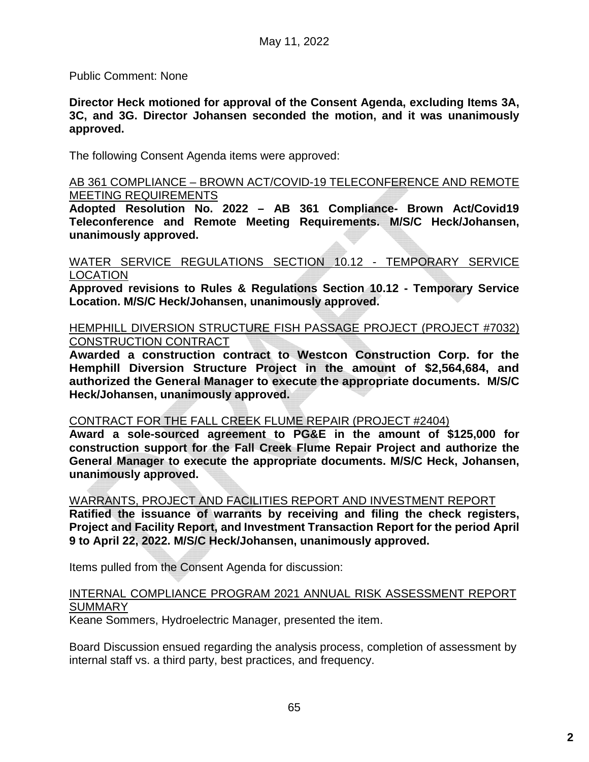May 11, 2022

Public Comment: None

**Director Heck motioned for approval of the Consent Agenda, excluding Items 3A, 3C, and 3G. Director Johansen seconded the motion, and it was unanimously approved.**

The following Consent Agenda items were approved:

<u>AB 361 COMPLIANCE – BROWN ACT/COVID-19 TELECONFERENCE AND REMOTE MEETING REQUIREMENTS</u>

**Adopted Resolution No. 2022 – AB 361 Compliance- Brown Act/Covid19 Teleconference and Remote Meeting Requirements. M/S/C Heck/Johansen, unanimously approved.**

<u>WATER SERVICE REGULATIONS SECTION 10.12 - TEMPORARY SERVICE LOCATION</u>

**Approved revisions to Rules & Regulations Section 10.12 - Temporary Service Location. M/S/C Heck/Johansen, unanimously approved.**

<u>HEMPHILL DIVERSION STRUCTURE FISH PASSAGE PROJECT (PROJECT #7032) CONSTRUCTION CONTRACT</u>

**Awarded a construction contract to Westcon Construction Corp. for the Hemphill Diversion Structure Project in the amount of $2,564,684, and authorized the General Manager to execute the appropriate documents. M/S/C Heck/Johansen, unanimously approved.**

<u>CONTRACT FOR THE FALL CREEK FLUME REPAIR (PROJECT #2404)</u>

**Award a sole-sourced agreement to PG&E in the amount of $125,000 for construction support for the Fall Creek Flume Repair Project and authorize the General Manager to execute the appropriate documents. M/S/C Heck, Johansen, unanimously approved.**

<u>WARRANTS, PROJECT AND FACILITIES REPORT AND INVESTMENT REPORT</u>

**Ratified the issuance of warrants by receiving and filing the check registers, Project and Facility Report, and Investment Transaction Report for the period April 9 to April 22, 2022. M/S/C Heck/Johansen, unanimously approved.**

Items pulled from the Consent Agenda for discussion:

<u>INTERNAL COMPLIANCE PROGRAM 2021 ANNUAL RISK ASSESSMENT REPORT SUMMARY</u>

Keane Sommers, Hydroelectric Manager, presented the item.

Board Discussion ensued regarding the analysis process, completion of assessment by internal staff vs. a third party, best practices, and frequency.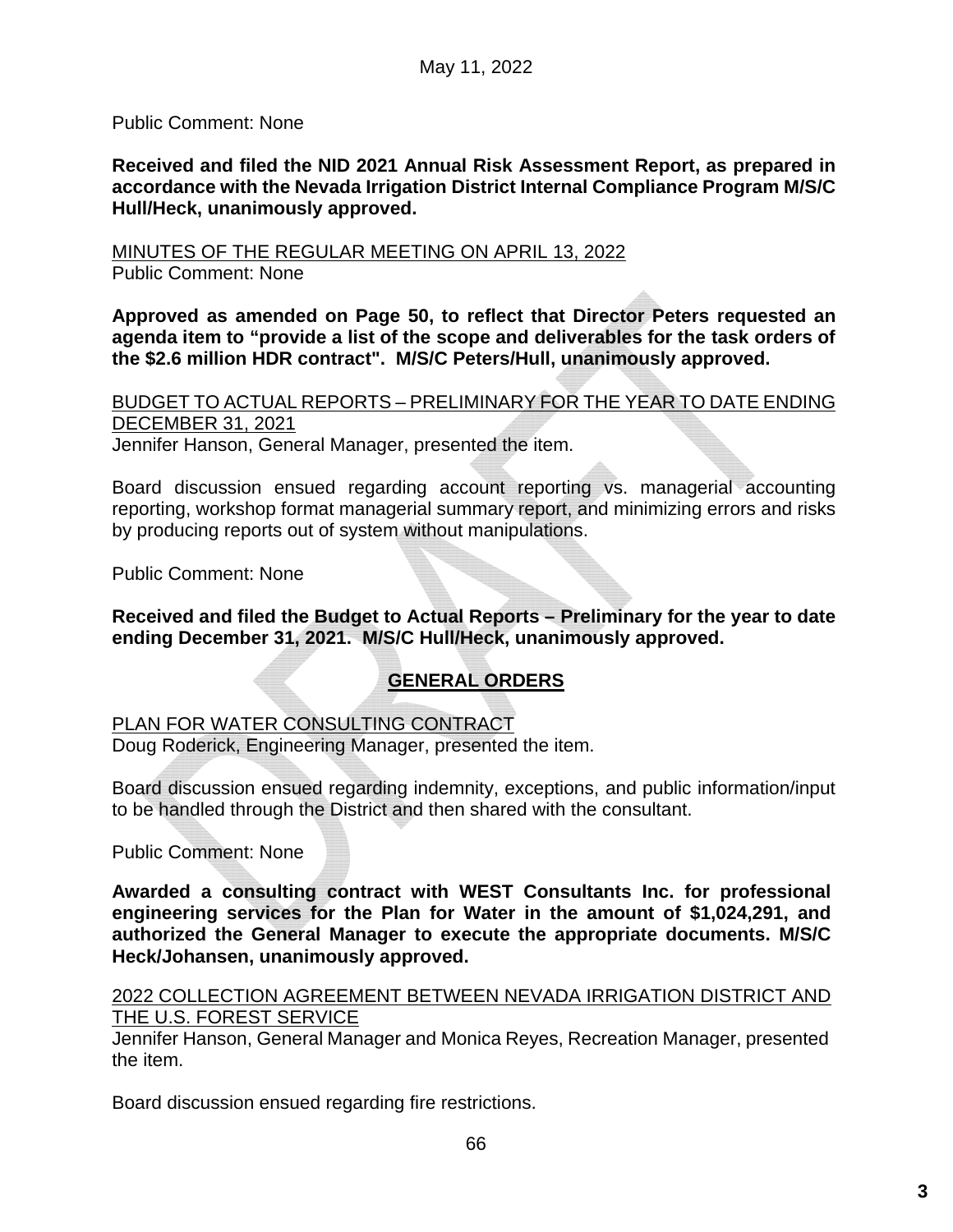Public Comment: None

**Received and filed the NID 2021 Annual Risk Assessment Report, as prepared in accordance with the Nevada Irrigation District Internal Compliance Program M/S/C Hull/Heck, unanimously approved.**

MINUTES OF THE REGULAR MEETING ON APRIL 13, 2022
Public Comment: None

**Approved as amended on Page 50, to reflect that Director Peters requested an agenda item to "provide a list of the scope and deliverables for the task orders of the $2.6 million HDR contract". M/S/C Peters/Hull, unanimously approved.**

BUDGET TO ACTUAL REPORTS – PRELIMINARY FOR THE YEAR TO DATE ENDING DECEMBER 31, 2021
Jennifer Hanson, General Manager, presented the item.

Board discussion ensued regarding account reporting vs. managerial accounting reporting, workshop format managerial summary report, and minimizing errors and risks by producing reports out of system without manipulations.

Public Comment: None

**Received and filed the Budget to Actual Reports – Preliminary for the year to date ending December 31, 2021. M/S/C Hull/Heck, unanimously approved.**

## GENERAL ORDERS

PLAN FOR WATER CONSULTING CONTRACT
Doug Roderick, Engineering Manager, presented the item.

Board discussion ensued regarding indemnity, exceptions, and public information/input to be handled through the District and then shared with the consultant.

Public Comment: None

**Awarded a consulting contract with WEST Consultants Inc. for professional engineering services for the Plan for Water in the amount of $1,024,291, and authorized the General Manager to execute the appropriate documents. M/S/C Heck/Johansen, unanimously approved.**

2022 COLLECTION AGREEMENT BETWEEN NEVADA IRRIGATION DISTRICT AND THE U.S. FOREST SERVICE
Jennifer Hanson, General Manager and Monica Reyes, Recreation Manager, presented the item.

Board discussion ensued regarding fire restrictions.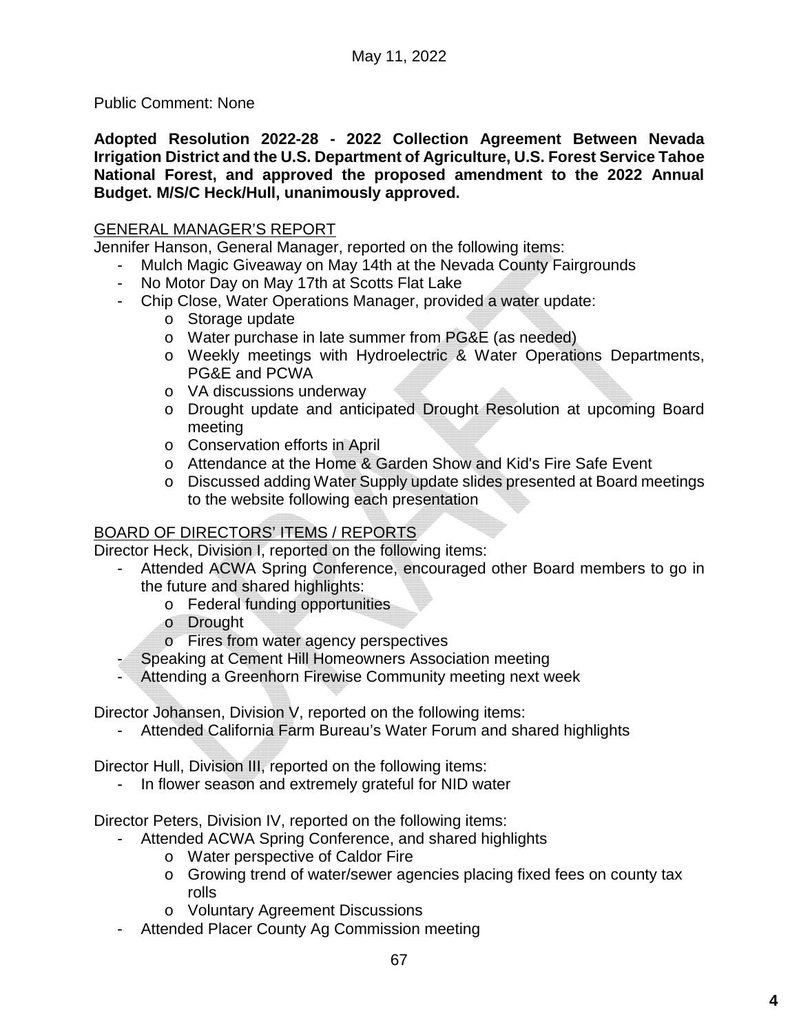Public Comment: None

**Adopted Resolution 2022-28 - 2022 Collection Agreement Between Nevada Irrigation District and the U.S. Department of Agriculture, U.S. Forest Service Tahoe National Forest, and approved the proposed amendment to the 2022 Annual Budget. M/S/C Heck/Hull, unanimously approved.**

<u>GENERAL MANAGER'S REPORT</u>

Jennifer Hanson, General Manager, reported on the following items:

- Mulch Magic Giveaway on May 14th at the Nevada County Fairgrounds
- No Motor Day on May 17th at Scotts Flat Lake
- Chip Close, Water Operations Manager, provided a water update:
  - Storage update
  - Water purchase in late summer from PG&E (as needed)
  - Weekly meetings with Hydroelectric & Water Operations Departments, PG&E and PCWA
  - VA discussions underway
  - Drought update and anticipated Drought Resolution at upcoming Board meeting
  - Conservation efforts in April
  - Attendance at the Home & Garden Show and Kid's Fire Safe Event
  - Discussed adding Water Supply update slides presented at Board meetings to the website following each presentation

<u>BOARD OF DIRECTORS' ITEMS / REPORTS</u>

Director Heck, Division I, reported on the following items:

- Attended ACWA Spring Conference, encouraged other Board members to go in the future and shared highlights:
  - Federal funding opportunities
  - Drought
  - Fires from water agency perspectives
- Speaking at Cement Hill Homeowners Association meeting
- Attending a Greenhorn Firewise Community meeting next week

Director Johansen, Division V, reported on the following items:

- Attended California Farm Bureau's Water Forum and shared highlights

Director Hull, Division III, reported on the following items:

- In flower season and extremely grateful for NID water

Director Peters, Division IV, reported on the following items:

- Attended ACWA Spring Conference, and shared highlights
  - Water perspective of Caldor Fire
  - Growing trend of water/sewer agencies placing fixed fees on county tax rolls
  - Voluntary Agreement Discussions
- Attended Placer County Ag Commission meeting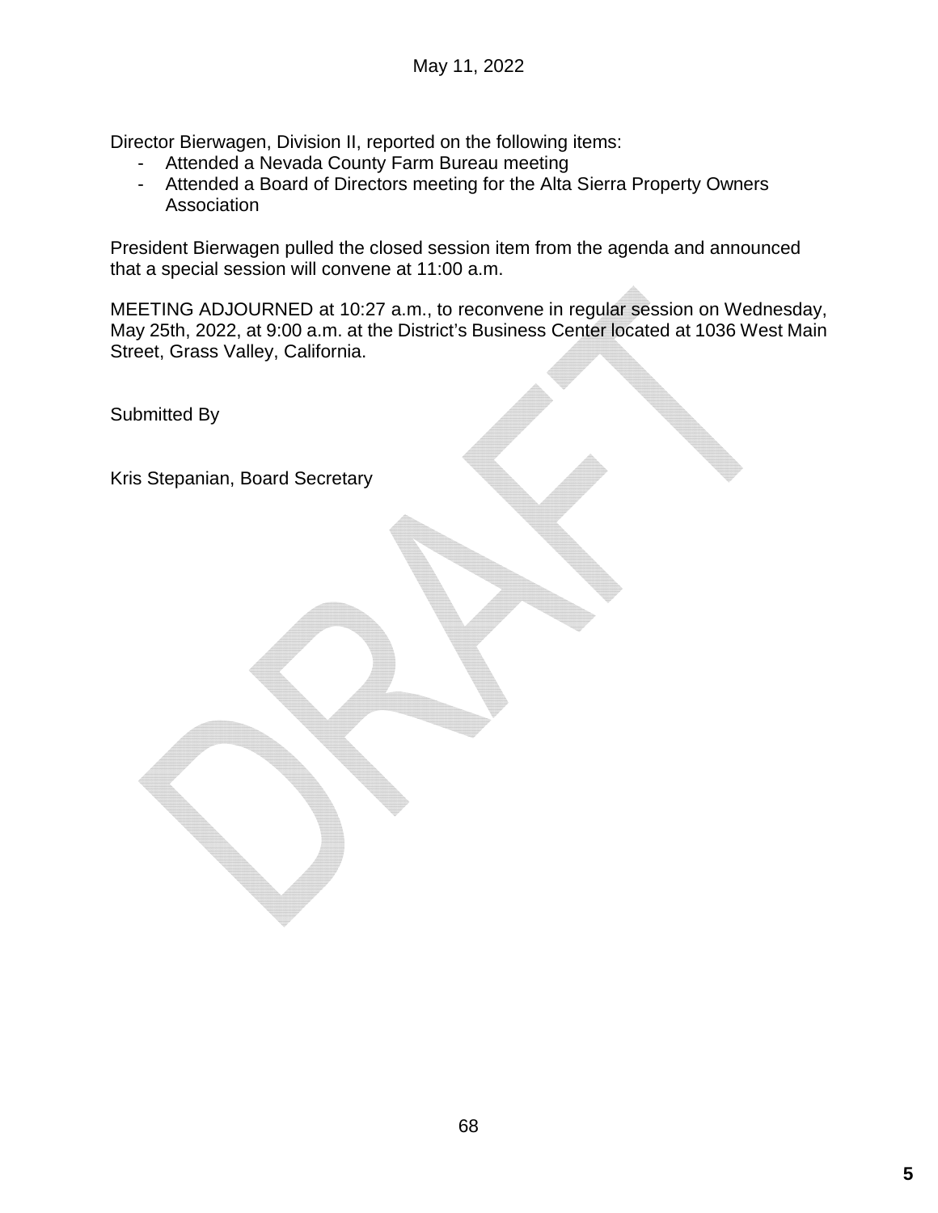Director Bierwagen, Division II, reported on the following items:

- Attended a Nevada County Farm Bureau meeting
- Attended a Board of Directors meeting for the Alta Sierra Property Owners Association

President Bierwagen pulled the closed session item from the agenda and announced that a special session will convene at 11:00 a.m.

MEETING ADJOURNED at 10:27 a.m., to reconvene in regular session on Wednesday, May 25th, 2022, at 9:00 a.m. at the District's Business Center located at 1036 West Main Street, Grass Valley, California.

Submitted By

Kris Stepanian, Board Secretary